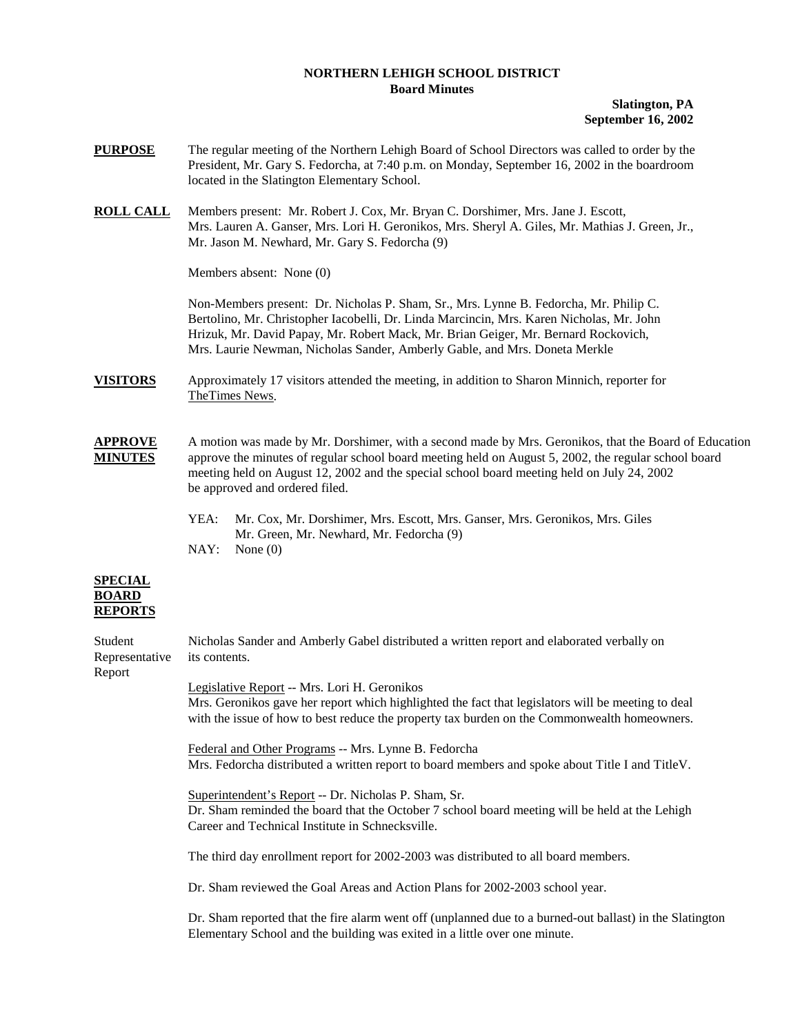**NORTHERN LEHIGH SCHOOL DISTRICT**
**Board Minutes**

**Slatington, PA**
**September 16, 2002**

**PURPOSE** The regular meeting of the Northern Lehigh Board of School Directors was called to order by the President, Mr. Gary S. Fedorcha, at 7:40 p.m. on Monday, September 16, 2002 in the boardroom located in the Slatington Elementary School.

**ROLL CALL** Members present: Mr. Robert J. Cox, Mr. Bryan C. Dorshimer, Mrs. Jane J. Escott, Mrs. Lauren A. Ganser, Mrs. Lori H. Geronikos, Mrs. Sheryl A. Giles, Mr. Mathias J. Green, Jr., Mr. Jason M. Newhard, Mr. Gary S. Fedorcha (9)

Members absent: None (0)

Non-Members present: Dr. Nicholas P. Sham, Sr., Mrs. Lynne B. Fedorcha, Mr. Philip C. Bertolino, Mr. Christopher Iacobelli, Dr. Linda Marcincin, Mrs. Karen Nicholas, Mr. John Hrizuk, Mr. David Papay, Mr. Robert Mack, Mr. Brian Geiger, Mr. Bernard Rockovich, Mrs. Laurie Newman, Nicholas Sander, Amberly Gable, and Mrs. Doneta Merkle

**VISITORS** Approximately 17 visitors attended the meeting, in addition to Sharon Minnich, reporter for TheTimes News.

**APPROVE MINUTES** A motion was made by Mr. Dorshimer, with a second made by Mrs. Geronikos, that the Board of Education approve the minutes of regular school board meeting held on August 5, 2002, the regular school board meeting held on August 12, 2002 and the special school board meeting held on July 24, 2002 be approved and ordered filed.

YEA: Mr. Cox, Mr. Dorshimer, Mrs. Escott, Mrs. Ganser, Mrs. Geronikos, Mrs. Giles Mr. Green, Mr. Newhard, Mr. Fedorcha (9)
NAY: None (0)

**SPECIAL BOARD REPORTS**

Student Representative Report — Nicholas Sander and Amberly Gabel distributed a written report and elaborated verbally on its contents.

Legislative Report -- Mrs. Lori H. Geronikos
Mrs. Geronikos gave her report which highlighted the fact that legislators will be meeting to deal with the issue of how to best reduce the property tax burden on the Commonwealth homeowners.

Federal and Other Programs -- Mrs. Lynne B. Fedorcha
Mrs. Fedorcha distributed a written report to board members and spoke about Title I and TitleV.

Superintendent's Report -- Dr. Nicholas P. Sham, Sr.
Dr. Sham reminded the board that the October 7 school board meeting will be held at the Lehigh Career and Technical Institute in Schnecksville.

The third day enrollment report for 2002-2003 was distributed to all board members.

Dr. Sham reviewed the Goal Areas and Action Plans for 2002-2003 school year.

Dr. Sham reported that the fire alarm went off (unplanned due to a burned-out ballast) in the Slatington Elementary School and the building was exited in a little over one minute.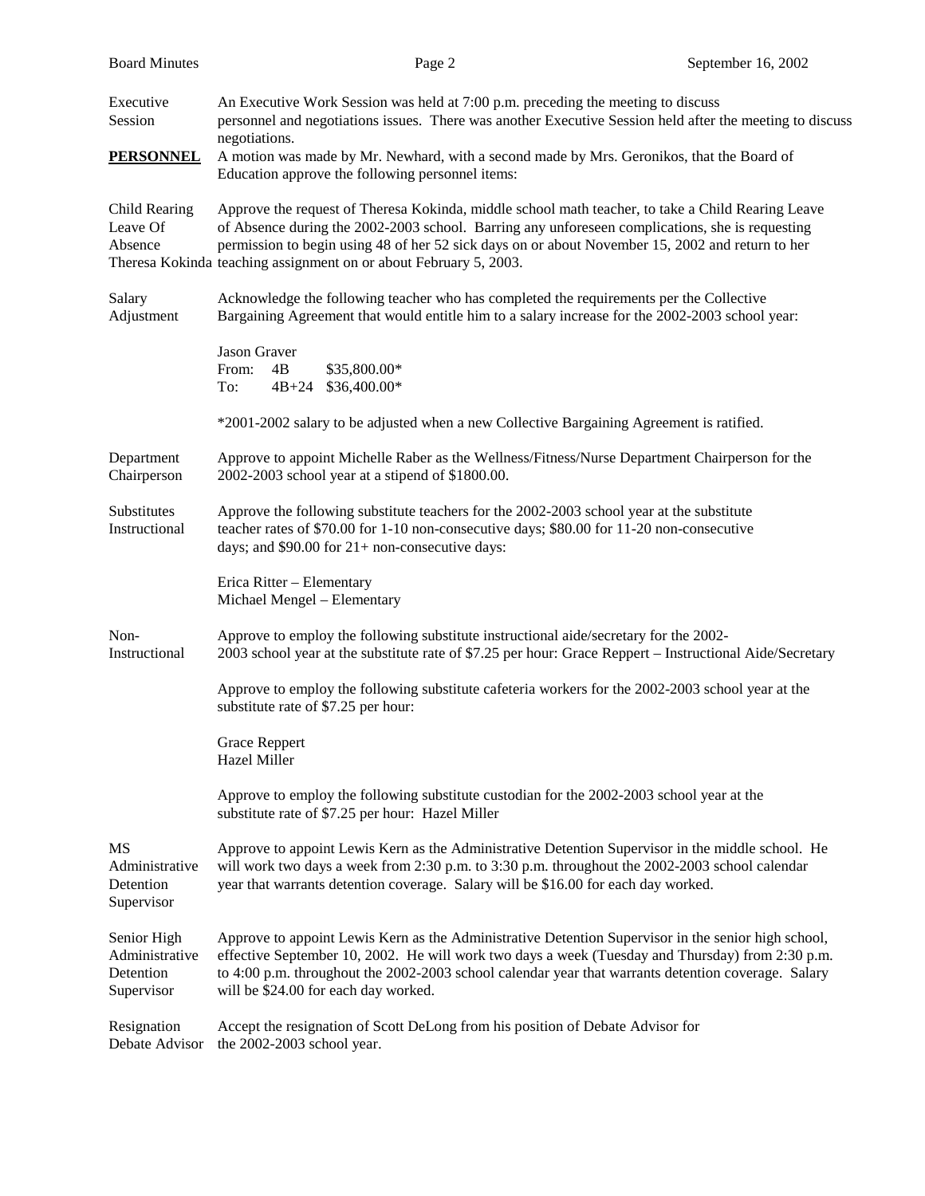**Executive Session**

An Executive Work Session was held at 7:00 p.m. preceding the meeting to discuss personnel and negotiations issues. There was another Executive Session held after the meeting to discuss negotiations.

**PERSONNEL**

A motion was made by Mr. Newhard, with a second made by Mrs. Geronikos, that the Board of Education approve the following personnel items:

**Child Rearing Leave Of Absence Theresa Kokinda**

Approve the request of Theresa Kokinda, middle school math teacher, to take a Child Rearing Leave of Absence during the 2002-2003 school. Barring any unforeseen complications, she is requesting permission to begin using 48 of her 52 sick days on or about November 15, 2002 and return to her teaching assignment on or about February 5, 2003.

**Salary Adjustment**

Acknowledge the following teacher who has completed the requirements per the Collective Bargaining Agreement that would entitle him to a salary increase for the 2002-2003 school year:

Jason Graver

| | | |
|---|---|---|
| From: | 4B | $35,800.00* |
| To: | 4B+24 | $36,400.00* |

*2001-2002 salary to be adjusted when a new Collective Bargaining Agreement is ratified.

**Department Chairperson**

Approve to appoint Michelle Raber as the Wellness/Fitness/Nurse Department Chairperson for the 2002-2003 school year at a stipend of $1800.00.

**Substitutes Instructional**

Approve the following substitute teachers for the 2002-2003 school year at the substitute teacher rates of $70.00 for 1-10 non-consecutive days; $80.00 for 11-20 non-consecutive days; and $90.00 for 21+ non-consecutive days:

Erica Ritter – Elementary
Michael Mengel – Elementary

**Non-Instructional**

Approve to employ the following substitute instructional aide/secretary for the 2002-2003 school year at the substitute rate of $7.25 per hour: Grace Reppert – Instructional Aide/Secretary

Approve to employ the following substitute cafeteria workers for the 2002-2003 school year at the substitute rate of $7.25 per hour:

Grace Reppert
Hazel Miller

Approve to employ the following substitute custodian for the 2002-2003 school year at the substitute rate of $7.25 per hour: Hazel Miller

**MS Administrative Detention Supervisor**

Approve to appoint Lewis Kern as the Administrative Detention Supervisor in the middle school. He will work two days a week from 2:30 p.m. to 3:30 p.m. throughout the 2002-2003 school calendar year that warrants detention coverage. Salary will be $16.00 for each day worked.

**Senior High Administrative Detention Supervisor**

Approve to appoint Lewis Kern as the Administrative Detention Supervisor in the senior high school, effective September 10, 2002. He will work two days a week (Tuesday and Thursday) from 2:30 p.m. to 4:00 p.m. throughout the 2002-2003 school calendar year that warrants detention coverage. Salary will be $24.00 for each day worked.

**Resignation Debate Advisor**

Accept the resignation of Scott DeLong from his position of Debate Advisor for the 2002-2003 school year.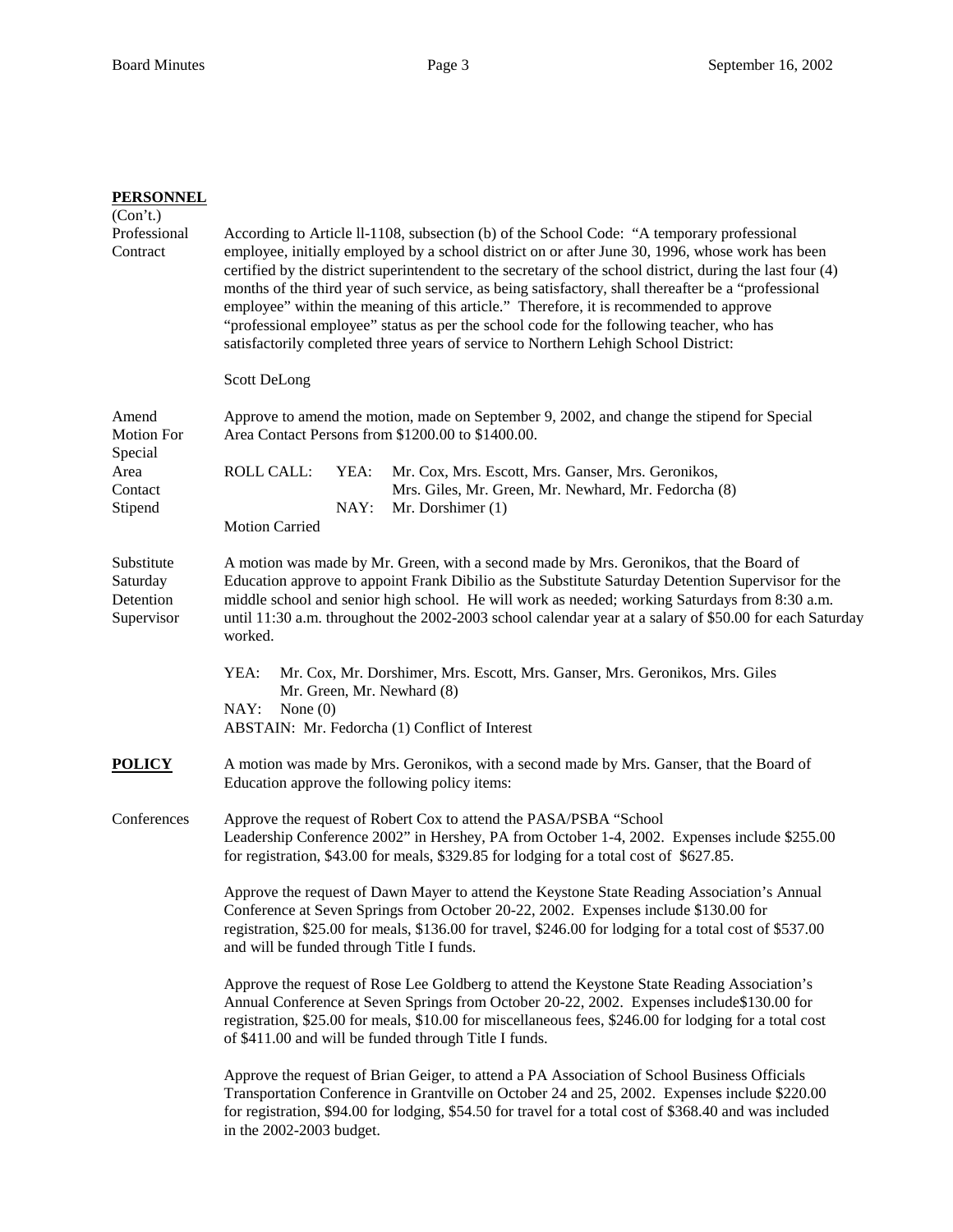**PERSONNEL**
(Con't.)

**Professional Contract**

According to Article ll-1108, subsection (b) of the School Code: "A temporary professional employee, initially employed by a school district on or after June 30, 1996, whose work has been certified by the district superintendent to the secretary of the school district, during the last four (4) months of the third year of such service, as being satisfactory, shall thereafter be a "professional employee" within the meaning of this article." Therefore, it is recommended to approve "professional employee" status as per the school code for the following teacher, who has satisfactorily completed three years of service to Northern Lehigh School District:

Scott DeLong

**Amend Motion For Special Area Contact Stipend**

Approve to amend the motion, made on September 9, 2002, and change the stipend for Special Area Contact Persons from $1200.00 to $1400.00.

ROLL CALL: YEA: Mr. Cox, Mrs. Escott, Mrs. Ganser, Mrs. Geronikos, Mrs. Giles, Mr. Green, Mr. Newhard, Mr. Fedorcha (8)
NAY: Mr. Dorshimer (1)

Motion Carried

**Substitute Saturday Detention Supervisor**

A motion was made by Mr. Green, with a second made by Mrs. Geronikos, that the Board of Education approve to appoint Frank Dibilio as the Substitute Saturday Detention Supervisor for the middle school and senior high school. He will work as needed; working Saturdays from 8:30 a.m. until 11:30 a.m. throughout the 2002-2003 school calendar year at a salary of $50.00 for each Saturday worked.

YEA: Mr. Cox, Mr. Dorshimer, Mrs. Escott, Mrs. Ganser, Mrs. Geronikos, Mrs. Giles Mr. Green, Mr. Newhard (8)
NAY: None (0)
ABSTAIN: Mr. Fedorcha (1) Conflict of Interest

**POLICY**

A motion was made by Mrs. Geronikos, with a second made by Mrs. Ganser, that the Board of Education approve the following policy items:

**Conferences**

Approve the request of Robert Cox to attend the PASA/PSBA "School Leadership Conference 2002" in Hershey, PA from October 1-4, 2002. Expenses include $255.00 for registration, $43.00 for meals, $329.85 for lodging for a total cost of $627.85.

Approve the request of Dawn Mayer to attend the Keystone State Reading Association's Annual Conference at Seven Springs from October 20-22, 2002. Expenses include $130.00 for registration, $25.00 for meals, $136.00 for travel, $246.00 for lodging for a total cost of $537.00 and will be funded through Title I funds.

Approve the request of Rose Lee Goldberg to attend the Keystone State Reading Association's Annual Conference at Seven Springs from October 20-22, 2002. Expenses include$130.00 for registration, $25.00 for meals, $10.00 for miscellaneous fees, $246.00 for lodging for a total cost of $411.00 and will be funded through Title I funds.

Approve the request of Brian Geiger, to attend a PA Association of School Business Officials Transportation Conference in Grantville on October 24 and 25, 2002. Expenses include $220.00 for registration, $94.00 for lodging, $54.50 for travel for a total cost of $368.40 and was included in the 2002-2003 budget.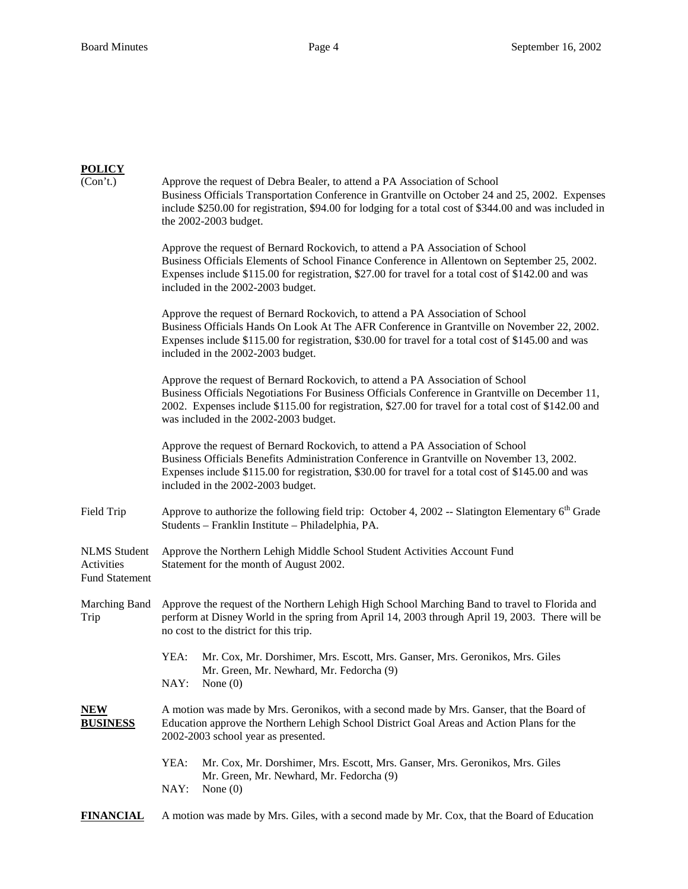**POLICY**
(Con't.)

Approve the request of Debra Bealer, to attend a PA Association of School Business Officials Transportation Conference in Grantville on October 24 and 25, 2002. Expenses include \$250.00 for registration, \$94.00 for lodging for a total cost of \$344.00 and was included in the 2002-2003 budget.

Approve the request of Bernard Rockovich, to attend a PA Association of School Business Officials Elements of School Finance Conference in Allentown on September 25, 2002. Expenses include \$115.00 for registration, \$27.00 for travel for a total cost of \$142.00 and was included in the 2002-2003 budget.

Approve the request of Bernard Rockovich, to attend a PA Association of School Business Officials Hands On Look At The AFR Conference in Grantville on November 22, 2002. Expenses include \$115.00 for registration, \$30.00 for travel for a total cost of \$145.00 and was included in the 2002-2003 budget.

Approve the request of Bernard Rockovich, to attend a PA Association of School Business Officials Negotiations For Business Officials Conference in Grantville on December 11, 2002. Expenses include \$115.00 for registration, \$27.00 for travel for a total cost of \$142.00 and was included in the 2002-2003 budget.

Approve the request of Bernard Rockovich, to attend a PA Association of School Business Officials Benefits Administration Conference in Grantville on November 13, 2002. Expenses include \$115.00 for registration, \$30.00 for travel for a total cost of \$145.00 and was included in the 2002-2003 budget.

Field Trip

Approve to authorize the following field trip: October 4, 2002 -- Slatington Elementary 6th Grade Students – Franklin Institute – Philadelphia, PA.

NLMS Student Activities Fund Statement

Approve the Northern Lehigh Middle School Student Activities Account Fund Statement for the month of August 2002.

Marching Band Trip

Approve the request of the Northern Lehigh High School Marching Band to travel to Florida and perform at Disney World in the spring from April 14, 2003 through April 19, 2003. There will be no cost to the district for this trip.

YEA: Mr. Cox, Mr. Dorshimer, Mrs. Escott, Mrs. Ganser, Mrs. Geronikos, Mrs. Giles Mr. Green, Mr. Newhard, Mr. Fedorcha (9)
NAY: None (0)

**NEW BUSINESS**

A motion was made by Mrs. Geronikos, with a second made by Mrs. Ganser, that the Board of Education approve the Northern Lehigh School District Goal Areas and Action Plans for the 2002-2003 school year as presented.

YEA: Mr. Cox, Mr. Dorshimer, Mrs. Escott, Mrs. Ganser, Mrs. Geronikos, Mrs. Giles Mr. Green, Mr. Newhard, Mr. Fedorcha (9)
NAY: None (0)

**FINANCIAL**

A motion was made by Mrs. Giles, with a second made by Mr. Cox, that the Board of Education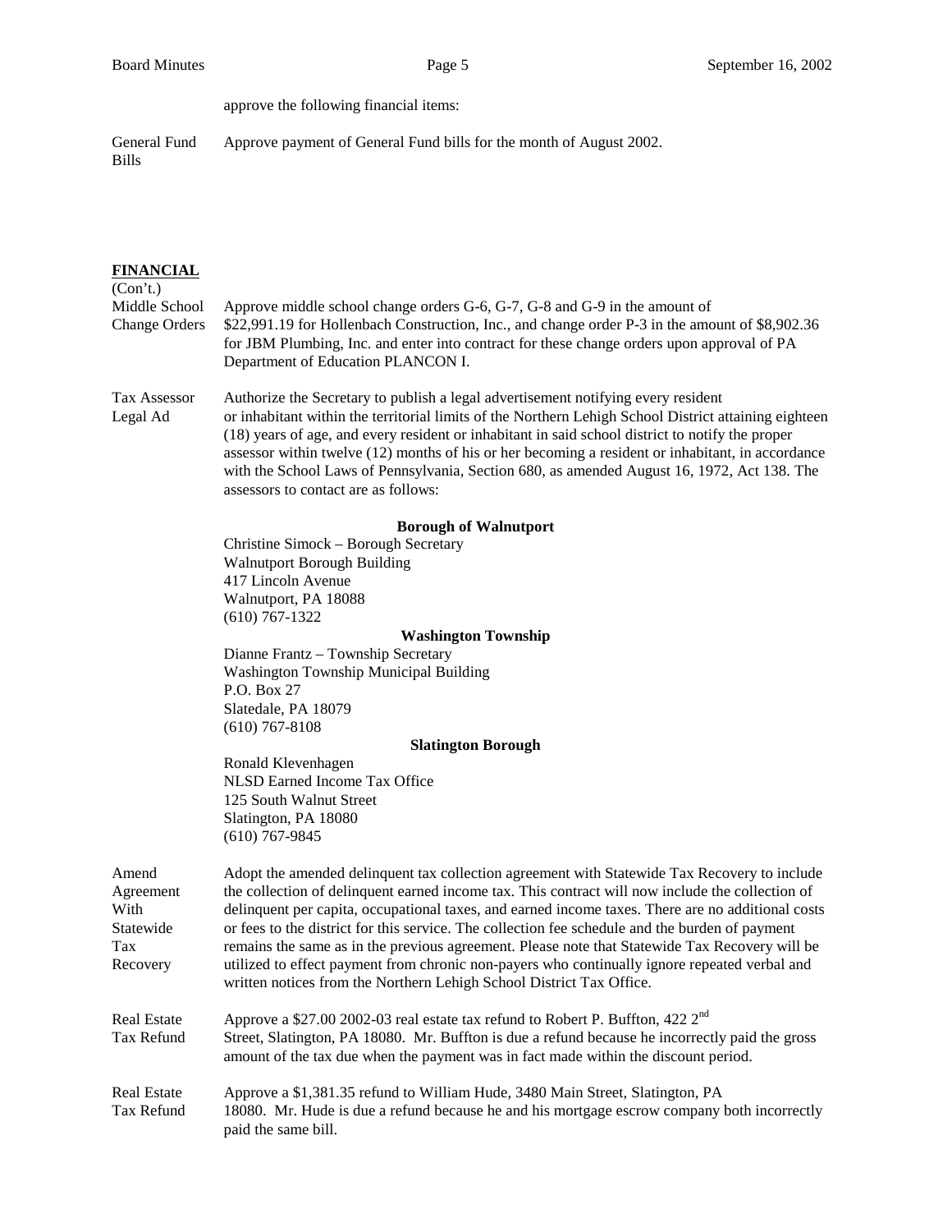approve the following financial items:

General Fund Bills — Approve payment of General Fund bills for the month of August 2002.

**FINANCIAL**
(Con't.)

Middle School Change Orders — Approve middle school change orders G-6, G-7, G-8 and G-9 in the amount of $22,991.19 for Hollenbach Construction, Inc., and change order P-3 in the amount of $8,902.36 for JBM Plumbing, Inc. and enter into contract for these change orders upon approval of PA Department of Education PLANCON I.

Tax Assessor Legal Ad — Authorize the Secretary to publish a legal advertisement notifying every resident or inhabitant within the territorial limits of the Northern Lehigh School District attaining eighteen (18) years of age, and every resident or inhabitant in said school district to notify the proper assessor within twelve (12) months of his or her becoming a resident or inhabitant, in accordance with the School Laws of Pennsylvania, Section 680, as amended August 16, 1972, Act 138. The assessors to contact are as follows:

**Borough of Walnutport**
Christine Simock – Borough Secretary
Walnutport Borough Building
417 Lincoln Avenue
Walnutport, PA 18088
(610) 767-1322

**Washington Township**
Dianne Frantz – Township Secretary
Washington Township Municipal Building
P.O. Box 27
Slatedale, PA 18079
(610) 767-8108

**Slatington Borough**
Ronald Klevenhagen
NLSD Earned Income Tax Office
125 South Walnut Street
Slatington, PA 18080
(610) 767-9845

Amend Agreement With Statewide Tax Recovery — Adopt the amended delinquent tax collection agreement with Statewide Tax Recovery to include the collection of delinquent earned income tax. This contract will now include the collection of delinquent per capita, occupational taxes, and earned income taxes. There are no additional costs or fees to the district for this service. The collection fee schedule and the burden of payment remains the same as in the previous agreement. Please note that Statewide Tax Recovery will be utilized to effect payment from chronic non-payers who continually ignore repeated verbal and written notices from the Northern Lehigh School District Tax Office.

Real Estate Tax Refund — Approve a $27.00 2002-03 real estate tax refund to Robert P. Buffton, 422 2nd Street, Slatington, PA 18080. Mr. Buffton is due a refund because he incorrectly paid the gross amount of the tax due when the payment was in fact made within the discount period.

Real Estate Tax Refund — Approve a $1,381.35 refund to William Hude, 3480 Main Street, Slatington, PA 18080. Mr. Hude is due a refund because he and his mortgage escrow company both incorrectly paid the same bill.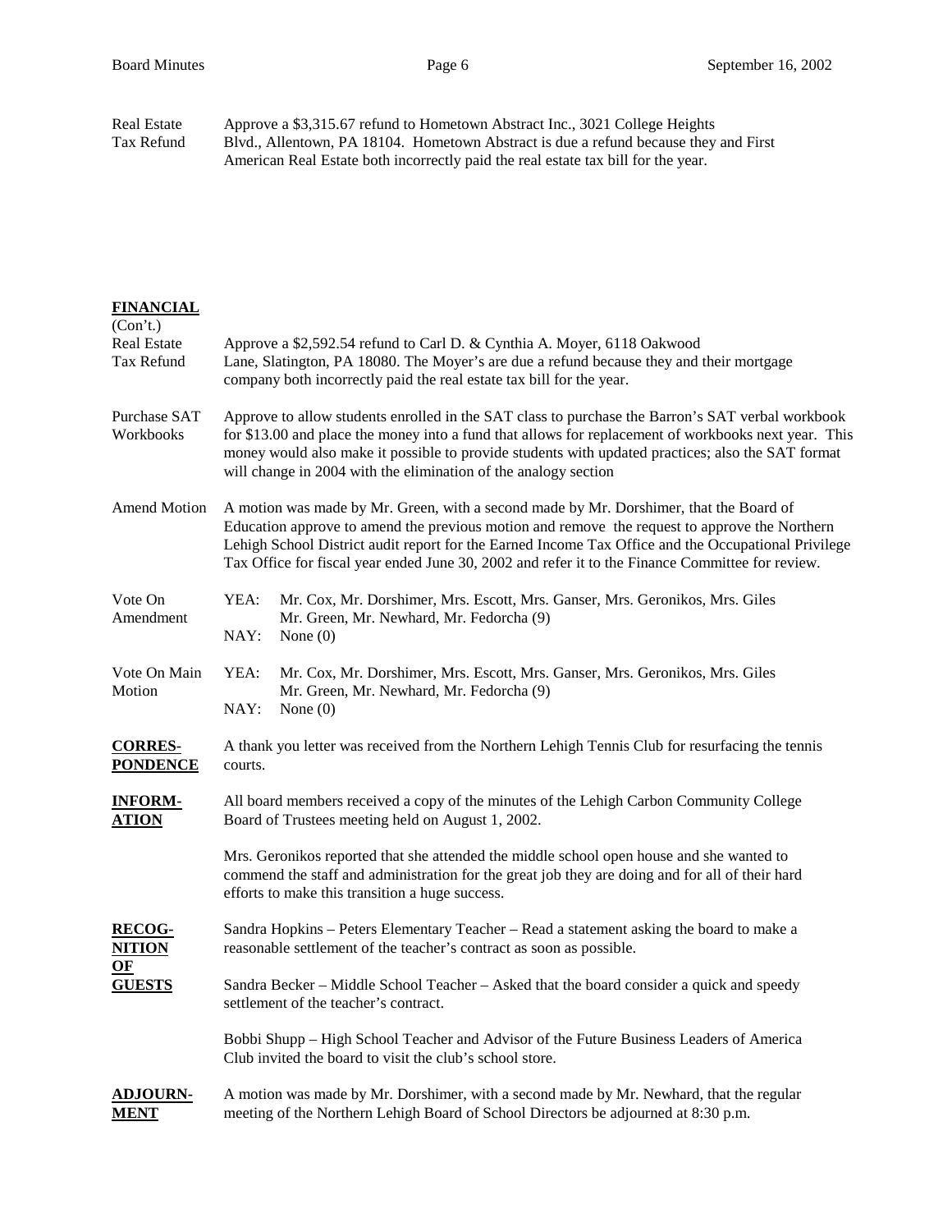Real Estate Tax Refund — Approve a $3,315.67 refund to Hometown Abstract Inc., 3021 College Heights Blvd., Allentown, PA 18104. Hometown Abstract is due a refund because they and First American Real Estate both incorrectly paid the real estate tax bill for the year.

**FINANCIAL**
(Con't.)

Real Estate Tax Refund — Approve a $2,592.54 refund to Carl D. & Cynthia A. Moyer, 6118 Oakwood Lane, Slatington, PA 18080. The Moyer's are due a refund because they and their mortgage company both incorrectly paid the real estate tax bill for the year.

Purchase SAT Workbooks — Approve to allow students enrolled in the SAT class to purchase the Barron's SAT verbal workbook for $13.00 and place the money into a fund that allows for replacement of workbooks next year. This money would also make it possible to provide students with updated practices; also the SAT format will change in 2004 with the elimination of the analogy section

Amend Motion — A motion was made by Mr. Green, with a second made by Mr. Dorshimer, that the Board of Education approve to amend the previous motion and remove the request to approve the Northern Lehigh School District audit report for the Earned Income Tax Office and the Occupational Privilege Tax Office for fiscal year ended June 30, 2002 and refer it to the Finance Committee for review.

Vote On Amendment
YEA: Mr. Cox, Mr. Dorshimer, Mrs. Escott, Mrs. Ganser, Mrs. Geronikos, Mrs. Giles Mr. Green, Mr. Newhard, Mr. Fedorcha (9)
NAY: None (0)

Vote On Main Motion
YEA: Mr. Cox, Mr. Dorshimer, Mrs. Escott, Mrs. Ganser, Mrs. Geronikos, Mrs. Giles Mr. Green, Mr. Newhard, Mr. Fedorcha (9)
NAY: None (0)

**CORRESPONDENCE**

A thank you letter was received from the Northern Lehigh Tennis Club for resurfacing the tennis courts.

**INFORMATION**

All board members received a copy of the minutes of the Lehigh Carbon Community College Board of Trustees meeting held on August 1, 2002.

Mrs. Geronikos reported that she attended the middle school open house and she wanted to commend the staff and administration for the great job they are doing and for all of their hard efforts to make this transition a huge success.

**RECOGNITION OF GUESTS**

Sandra Hopkins – Peters Elementary Teacher – Read a statement asking the board to make a reasonable settlement of the teacher's contract as soon as possible.

Sandra Becker – Middle School Teacher – Asked that the board consider a quick and speedy settlement of the teacher's contract.

Bobbi Shupp – High School Teacher and Advisor of the Future Business Leaders of America Club invited the board to visit the club's school store.

**ADJOURNMENT**

A motion was made by Mr. Dorshimer, with a second made by Mr. Newhard, that the regular meeting of the Northern Lehigh Board of School Directors be adjourned at 8:30 p.m.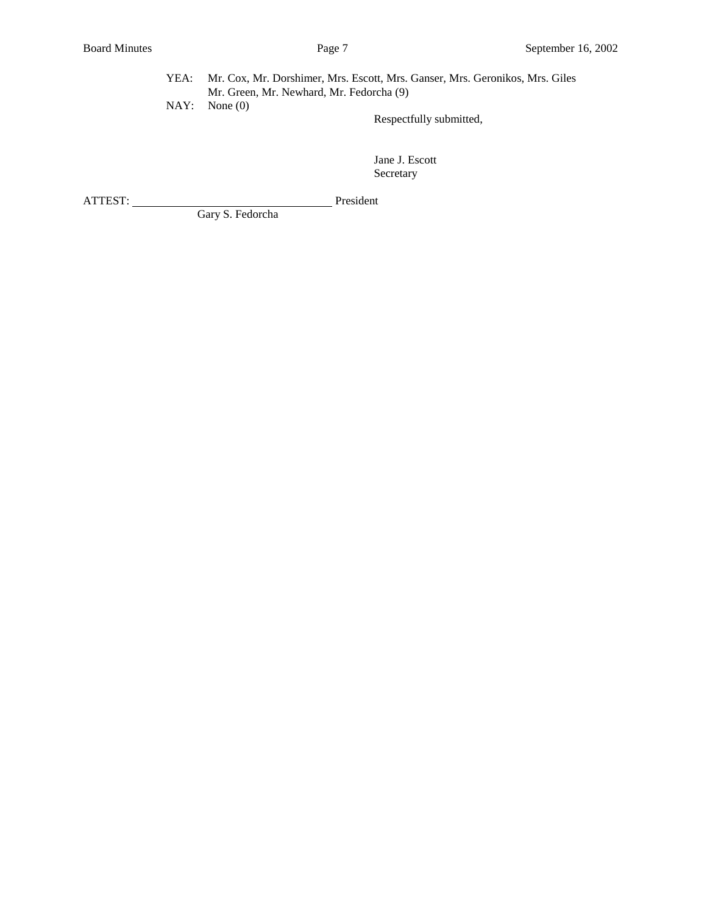YEA: Mr. Cox, Mr. Dorshimer, Mrs. Escott, Mrs. Ganser, Mrs. Geronikos, Mrs. Giles Mr. Green, Mr. Newhard, Mr. Fedorcha (9)

NAY: None (0)

Respectfully submitted,

Jane J. Escott
Secretary

ATTEST: ________________________________ President
Gary S. Fedorcha